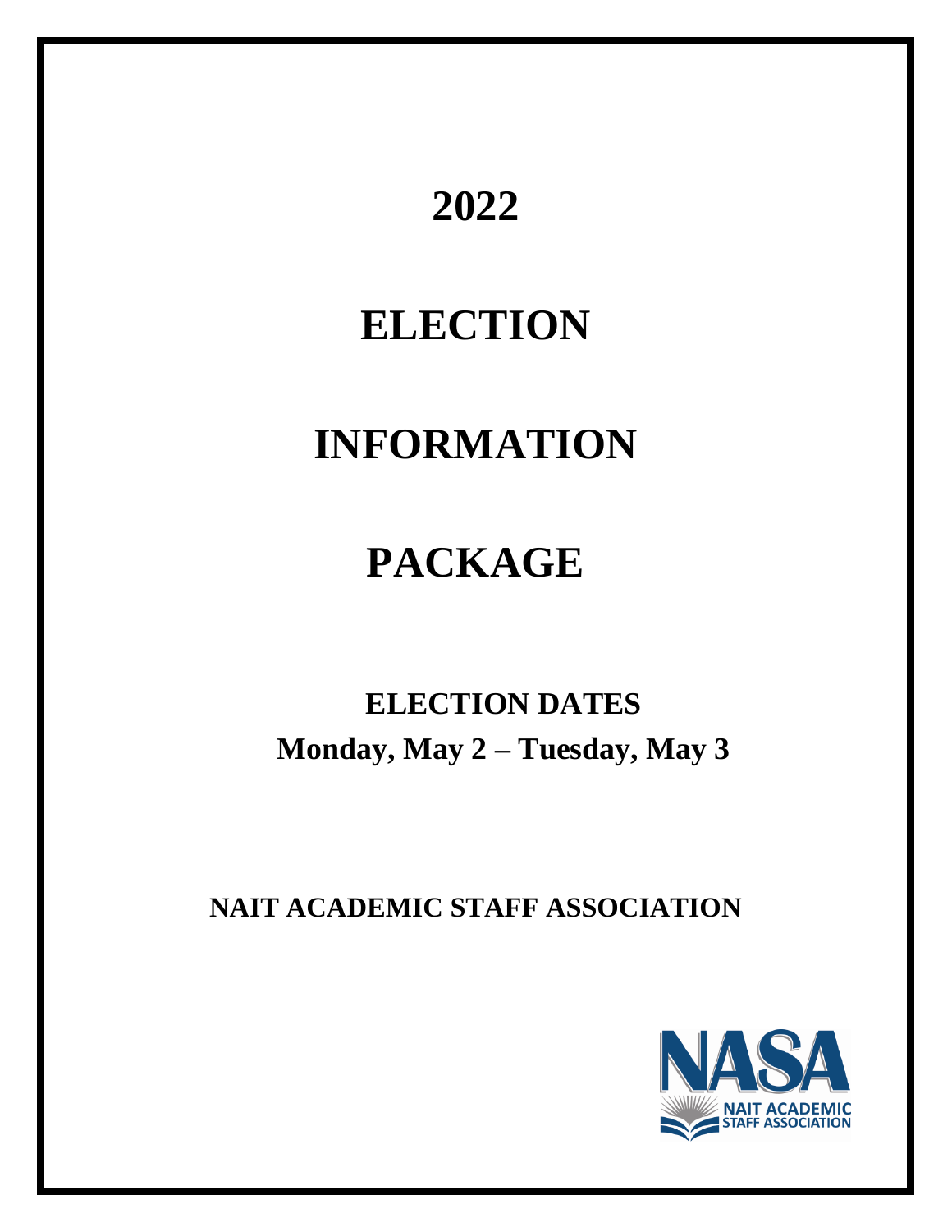# 2022

# ELECTION

# INFORMATION

# PACKAGE

## ELECTION DATES

## Monday, May 2 – Tuesday, May 3

## NAIT ACADEMIC STAFF ASSOCIATION

NASA

NAIT ACADEMIC STAFF ASSOCIATION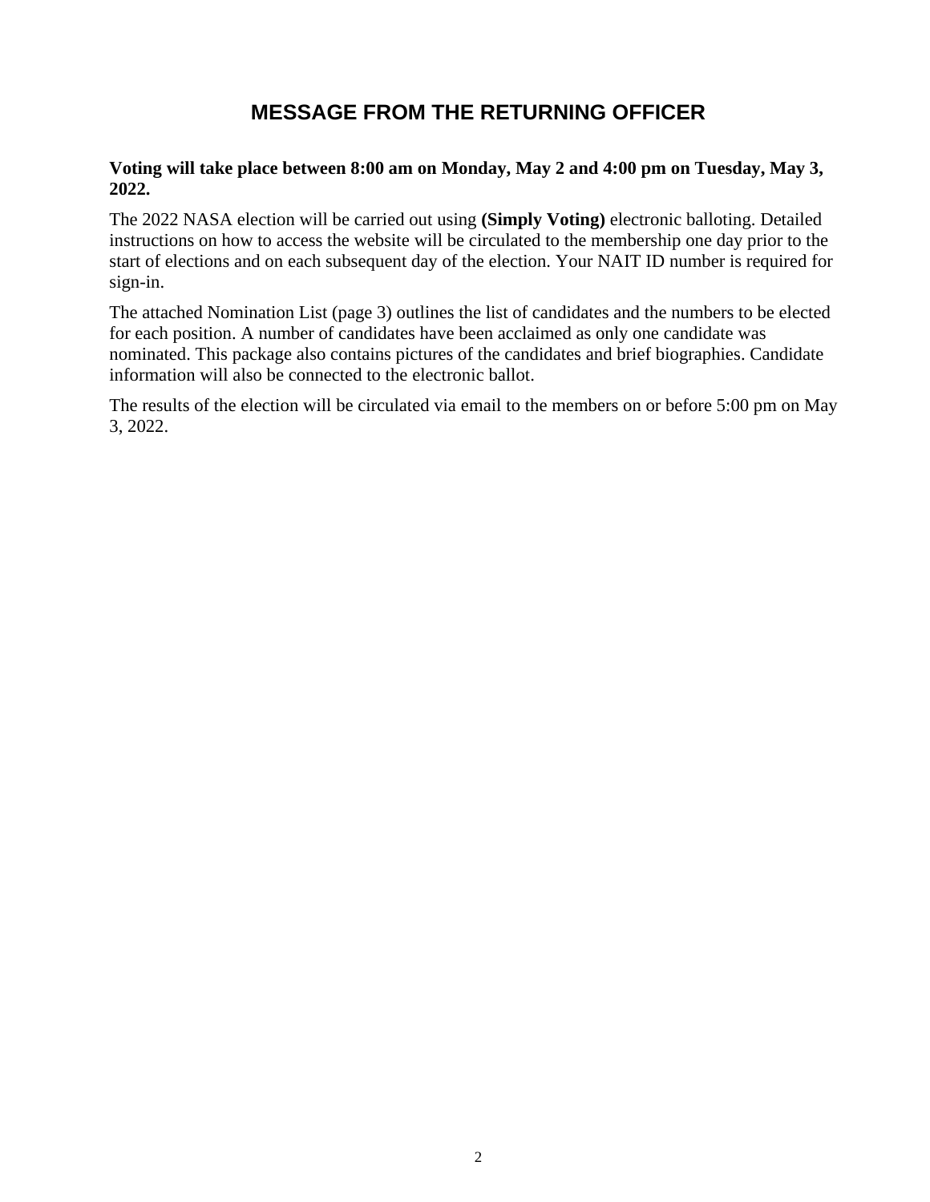# MESSAGE FROM THE RETURNING OFFICER

**Voting will take place between 8:00 am on Monday, May 2 and 4:00 pm on Tuesday, May 3, 2022.**

The 2022 NASA election will be carried out using **(Simply Voting)** electronic balloting. Detailed instructions on how to access the website will be circulated to the membership one day prior to the start of elections and on each subsequent day of the election. Your NAIT ID number is required for sign-in.

The attached Nomination List (page 3) outlines the list of candidates and the numbers to be elected for each position. A number of candidates have been acclaimed as only one candidate was nominated. This package also contains pictures of the candidates and brief biographies. Candidate information will also be connected to the electronic ballot.

The results of the election will be circulated via email to the members on or before 5:00 pm on May 3, 2022.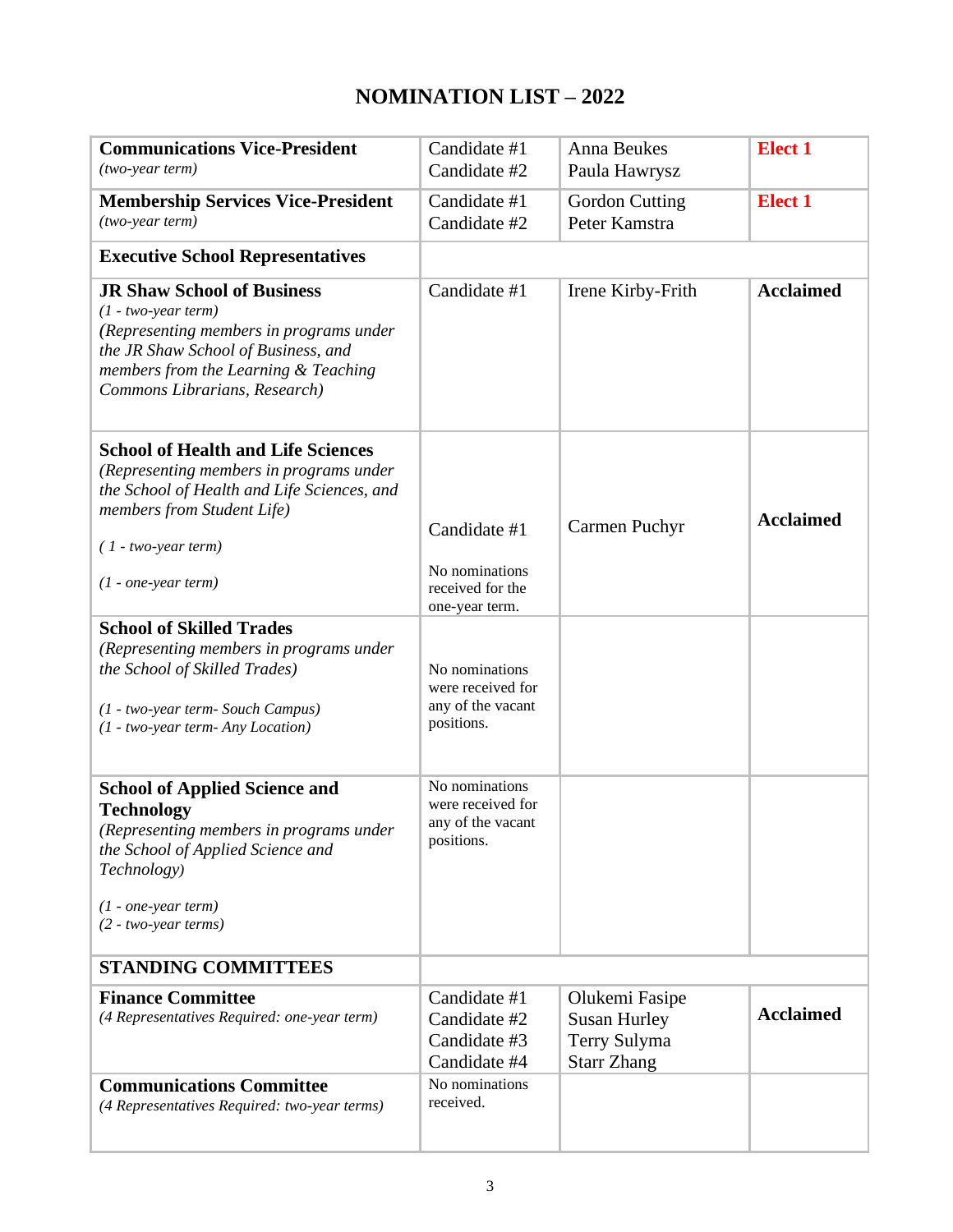# NOMINATION LIST – 2022

| Position | Candidate | Name | Status |
|---|---|---|---|
| **Communications Vice-President** *(two-year term)* | Candidate #1<br>Candidate #2 | Anna Beukes<br>Paula Hawrysz | **Elect 1** |
| **Membership Services Vice-President** *(two-year term)* | Candidate #1<br>Candidate #2 | Gordon Cutting<br>Peter Kamstra | **Elect 1** |
| **Executive School Representatives** | | | |
| **JR Shaw School of Business** *(1 - two-year term)* *(Representing members in programs under the JR Shaw School of Business, and members from the Learning & Teaching Commons Librarians, Research)* | Candidate #1 | Irene Kirby-Frith | **Acclaimed** |
| **School of Health and Life Sciences** *(Representing members in programs under the School of Health and Life Sciences, and members from Student Life)* *( 1 - two-year term)* *(1 - one-year term)* | Candidate #1<br>No nominations received for the one-year term. | Carmen Puchyr | **Acclaimed** |
| **School of Skilled Trades** *(Representing members in programs under the School of Skilled Trades)* *(1 - two-year term- Souch Campus)* *(1 - two-year term- Any Location)* | No nominations were received for any of the vacant positions. | | |
| **School of Applied Science and Technology** *(Representing members in programs under the School of Applied Science and Technology)* *(1 - one-year term)* *(2 - two-year terms)* | No nominations were received for any of the vacant positions. | | |
| **STANDING COMMITTEES** | | | |
| **Finance Committee** *(4 Representatives Required: one-year term)* | Candidate #1<br>Candidate #2<br>Candidate #3<br>Candidate #4 | Olukemi Fasipe<br>Susan Hurley<br>Terry Sulyma<br>Starr Zhang | **Acclaimed** |
| **Communications Committee** *(4 Representatives Required: two-year terms)* | No nominations received. | | |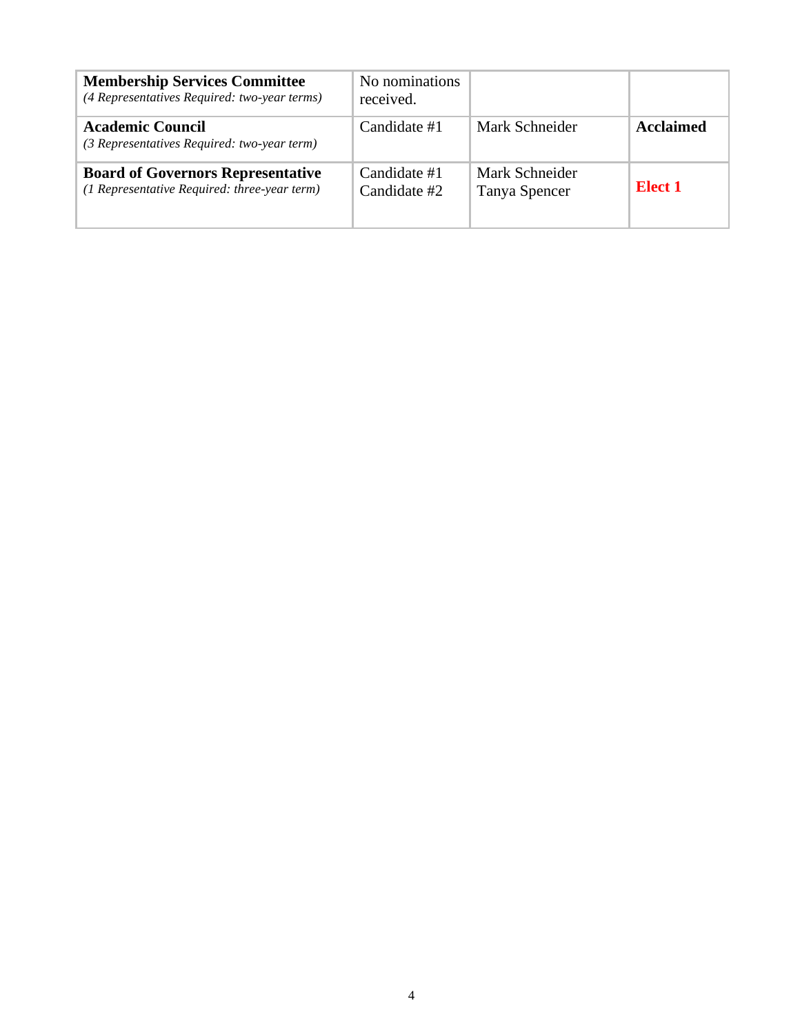| **Membership Services Committee** *(4 Representatives Required: two-year terms)* | No nominations received. | | |
|---|---|---|---|
| **Academic Council** *(3 Representatives Required: two-year term)* | Candidate #1 | Mark Schneider | **Acclaimed** |
| **Board of Governors Representative** *(1 Representative Required: three-year term)* | Candidate #1<br>Candidate #2 | Mark Schneider<br>Tanya Spencer | **Elect 1** |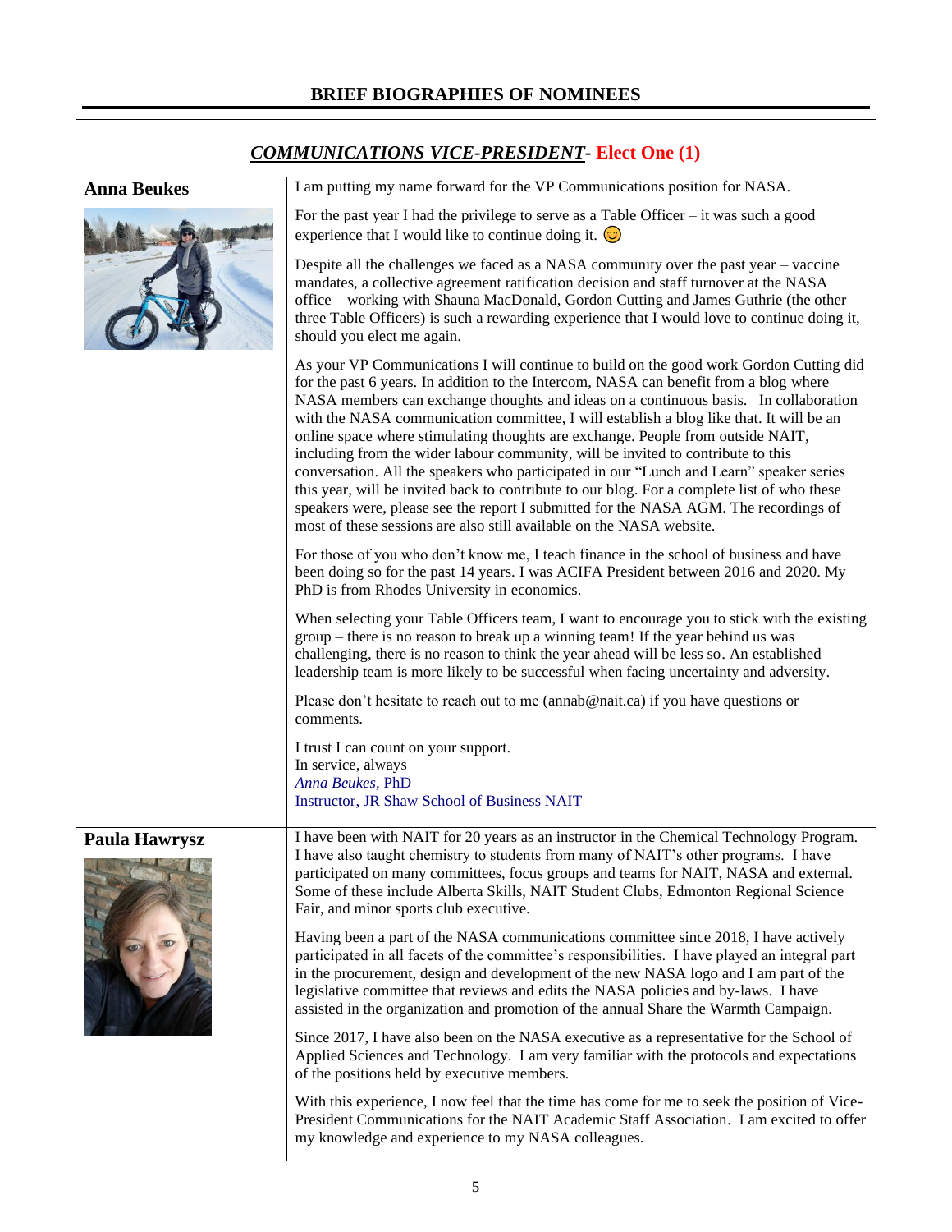## BRIEF BIOGRAPHIES OF NOMINEES

### ***COMMUNICATIONS VICE-PRESIDENT*- Elect One (1)**

**Anna Beukes**

I am putting my name forward for the VP Communications position for NASA.

For the past year I had the privilege to serve as a Table Officer – it was such a good experience that I would like to continue doing it. 😊

Despite all the challenges we faced as a NASA community over the past year – vaccine mandates, a collective agreement ratification decision and staff turnover at the NASA office – working with Shauna MacDonald, Gordon Cutting and James Guthrie (the other three Table Officers) is such a rewarding experience that I would love to continue doing it, should you elect me again.

As your VP Communications I will continue to build on the good work Gordon Cutting did for the past 6 years. In addition to the Intercom, NASA can benefit from a blog where NASA members can exchange thoughts and ideas on a continuous basis. In collaboration with the NASA communication committee, I will establish a blog like that. It will be an online space where stimulating thoughts are exchange. People from outside NAIT, including from the wider labour community, will be invited to contribute to this conversation. All the speakers who participated in our "Lunch and Learn" speaker series this year, will be invited back to contribute to our blog. For a complete list of who these speakers were, please see the report I submitted for the NASA AGM. The recordings of most of these sessions are also still available on the NASA website.

For those of you who don't know me, I teach finance in the school of business and have been doing so for the past 14 years. I was ACIFA President between 2016 and 2020. My PhD is from Rhodes University in economics.

When selecting your Table Officers team, I want to encourage you to stick with the existing group – there is no reason to break up a winning team! If the year behind us was challenging, there is no reason to think the year ahead will be less so. An established leadership team is more likely to be successful when facing uncertainty and adversity.

Please don't hesitate to reach out to me (annab@nait.ca) if you have questions or comments.

I trust I can count on your support.
In service, always
*Anna Beukes*, PhD
Instructor, JR Shaw School of Business NAIT

**Paula Hawrysz**

I have been with NAIT for 20 years as an instructor in the Chemical Technology Program. I have also taught chemistry to students from many of NAIT's other programs. I have participated on many committees, focus groups and teams for NAIT, NASA and external. Some of these include Alberta Skills, NAIT Student Clubs, Edmonton Regional Science Fair, and minor sports club executive.

Having been a part of the NASA communications committee since 2018, I have actively participated in all facets of the committee's responsibilities. I have played an integral part in the procurement, design and development of the new NASA logo and I am part of the legislative committee that reviews and edits the NASA policies and by-laws. I have assisted in the organization and promotion of the annual Share the Warmth Campaign.

Since 2017, I have also been on the NASA executive as a representative for the School of Applied Sciences and Technology. I am very familiar with the protocols and expectations of the positions held by executive members.

With this experience, I now feel that the time has come for me to seek the position of Vice-President Communications for the NAIT Academic Staff Association. I am excited to offer my knowledge and experience to my NASA colleagues.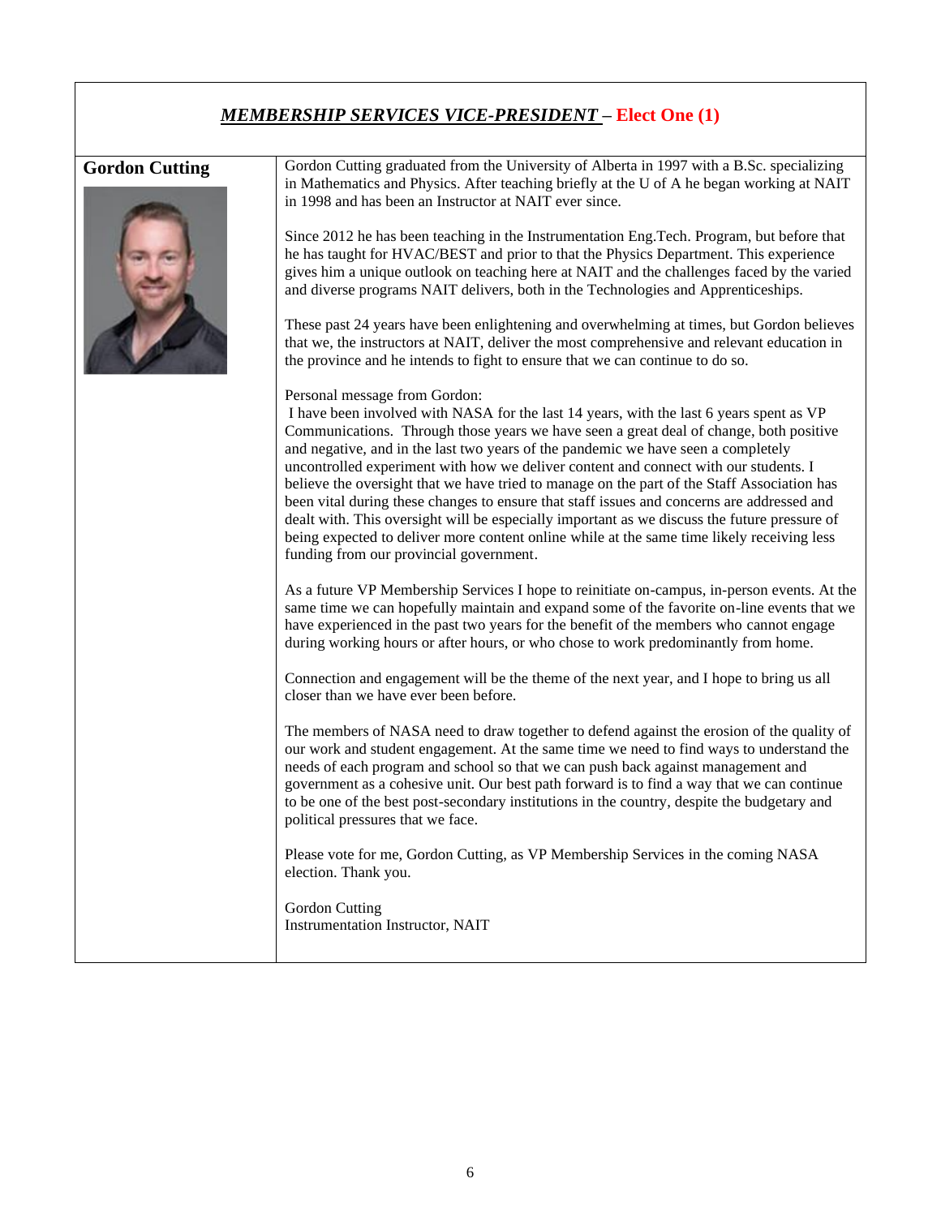## ***MEMBERSHIP SERVICES VICE-PRESIDENT*** – **Elect One (1)**

**Gordon Cutting**

Gordon Cutting graduated from the University of Alberta in 1997 with a B.Sc. specializing in Mathematics and Physics. After teaching briefly at the U of A he began working at NAIT in 1998 and has been an Instructor at NAIT ever since.

Since 2012 he has been teaching in the Instrumentation Eng.Tech. Program, but before that he has taught for HVAC/BEST and prior to that the Physics Department. This experience gives him a unique outlook on teaching here at NAIT and the challenges faced by the varied and diverse programs NAIT delivers, both in the Technologies and Apprenticeships.

These past 24 years have been enlightening and overwhelming at times, but Gordon believes that we, the instructors at NAIT, deliver the most comprehensive and relevant education in the province and he intends to fight to ensure that we can continue to do so.

Personal message from Gordon:
I have been involved with NASA for the last 14 years, with the last 6 years spent as VP Communications. Through those years we have seen a great deal of change, both positive and negative, and in the last two years of the pandemic we have seen a completely uncontrolled experiment with how we deliver content and connect with our students. I believe the oversight that we have tried to manage on the part of the Staff Association has been vital during these changes to ensure that staff issues and concerns are addressed and dealt with. This oversight will be especially important as we discuss the future pressure of being expected to deliver more content online while at the same time likely receiving less funding from our provincial government.

As a future VP Membership Services I hope to reinitiate on-campus, in-person events. At the same time we can hopefully maintain and expand some of the favorite on-line events that we have experienced in the past two years for the benefit of the members who cannot engage during working hours or after hours, or who chose to work predominantly from home.

Connection and engagement will be the theme of the next year, and I hope to bring us all closer than we have ever been before.

The members of NASA need to draw together to defend against the erosion of the quality of our work and student engagement. At the same time we need to find ways to understand the needs of each program and school so that we can push back against management and government as a cohesive unit. Our best path forward is to find a way that we can continue to be one of the best post-secondary institutions in the country, despite the budgetary and political pressures that we face.

Please vote for me, Gordon Cutting, as VP Membership Services in the coming NASA election. Thank you.

Gordon Cutting
Instrumentation Instructor, NAIT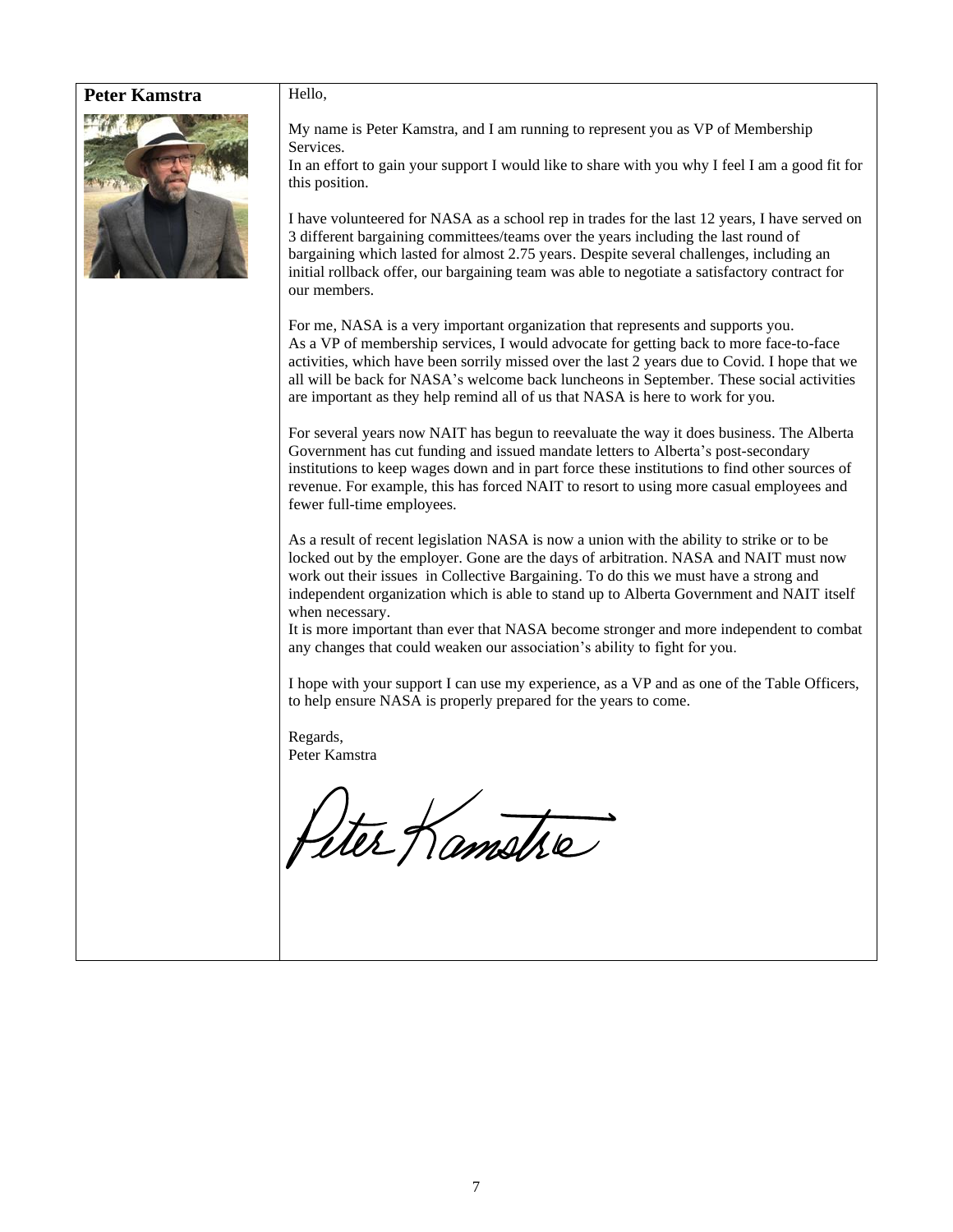**Peter Kamstra**

Hello,

My name is Peter Kamstra, and I am running to represent you as VP of Membership Services.
In an effort to gain your support I would like to share with you why I feel I am a good fit for this position.

I have volunteered for NASA as a school rep in trades for the last 12 years, I have served on 3 different bargaining committees/teams over the years including the last round of bargaining which lasted for almost 2.75 years. Despite several challenges, including an initial rollback offer, our bargaining team was able to negotiate a satisfactory contract for our members.

For me, NASA is a very important organization that represents and supports you.
As a VP of membership services, I would advocate for getting back to more face-to-face activities, which have been sorrily missed over the last 2 years due to Covid. I hope that we all will be back for NASA's welcome back luncheons in September. These social activities are important as they help remind all of us that NASA is here to work for you.

For several years now NAIT has begun to reevaluate the way it does business. The Alberta Government has cut funding and issued mandate letters to Alberta's post-secondary institutions to keep wages down and in part force these institutions to find other sources of revenue. For example, this has forced NAIT to resort to using more casual employees and fewer full-time employees.

As a result of recent legislation NASA is now a union with the ability to strike or to be locked out by the employer. Gone are the days of arbitration. NASA and NAIT must now work out their issues in Collective Bargaining. To do this we must have a strong and independent organization which is able to stand up to Alberta Government and NAIT itself when necessary.
It is more important than ever that NASA become stronger and more independent to combat any changes that could weaken our association's ability to fight for you.

I hope with your support I can use my experience, as a VP and as one of the Table Officers, to help ensure NASA is properly prepared for the years to come.

Regards,
Peter Kamstra

Peter Kamstra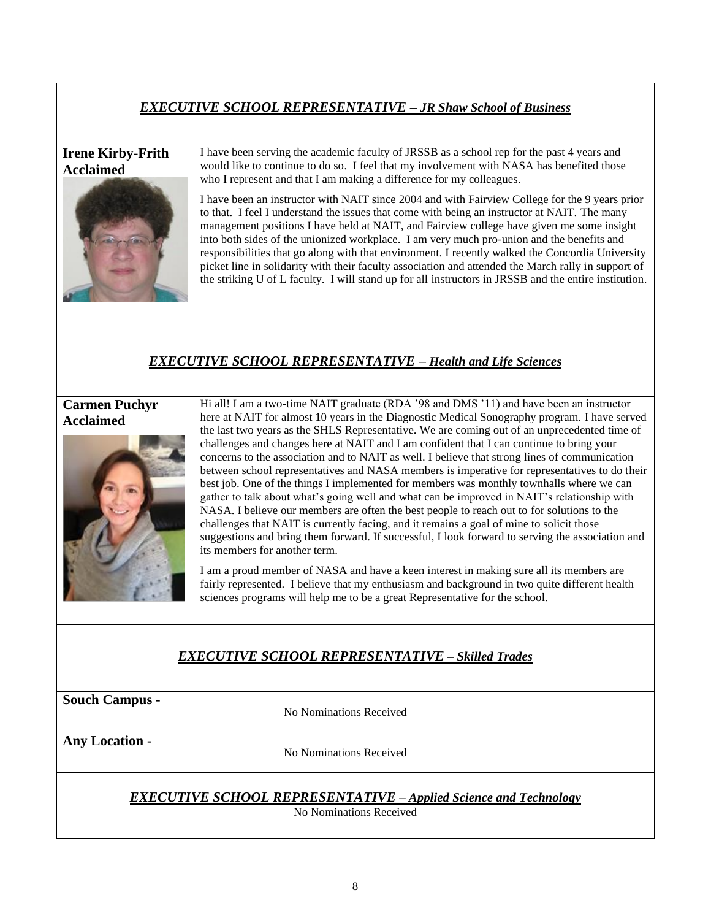## *EXECUTIVE SCHOOL REPRESENTATIVE – JR Shaw School of Business*

**Irene Kirby-Frith**
**Acclaimed**

I have been serving the academic faculty of JRSSB as a school rep for the past 4 years and would like to continue to do so. I feel that my involvement with NASA has benefited those who I represent and that I am making a difference for my colleagues.

I have been an instructor with NAIT since 2004 and with Fairview College for the 9 years prior to that. I feel I understand the issues that come with being an instructor at NAIT. The many management positions I have held at NAIT, and Fairview college have given me some insight into both sides of the unionized workplace. I am very much pro-union and the benefits and responsibilities that go along with that environment. I recently walked the Concordia University picket line in solidarity with their faculty association and attended the March rally in support of the striking U of L faculty. I will stand up for all instructors in JRSSB and the entire institution.

## *EXECUTIVE SCHOOL REPRESENTATIVE – Health and Life Sciences*

**Carmen Puchyr**
**Acclaimed**

Hi all! I am a two-time NAIT graduate (RDA '98 and DMS '11) and have been an instructor here at NAIT for almost 10 years in the Diagnostic Medical Sonography program. I have served the last two years as the SHLS Representative. We are coming out of an unprecedented time of challenges and changes here at NAIT and I am confident that I can continue to bring your concerns to the association and to NAIT as well. I believe that strong lines of communication between school representatives and NASA members is imperative for representatives to do their best job. One of the things I implemented for members was monthly townhalls where we can gather to talk about what's going well and what can be improved in NAIT's relationship with NASA. I believe our members are often the best people to reach out to for solutions to the challenges that NAIT is currently facing, and it remains a goal of mine to solicit those suggestions and bring them forward. If successful, I look forward to serving the association and its members for another term.

I am a proud member of NASA and have a keen interest in making sure all its members are fairly represented. I believe that my enthusiasm and background in two quite different health sciences programs will help me to be a great Representative for the school.

## *EXECUTIVE SCHOOL REPRESENTATIVE – Skilled Trades*

| | |
|---|---|
| **Souch Campus -** | No Nominations Received |
| **Any Location -** | No Nominations Received |

## *EXECUTIVE SCHOOL REPRESENTATIVE – Applied Science and Technology*

No Nominations Received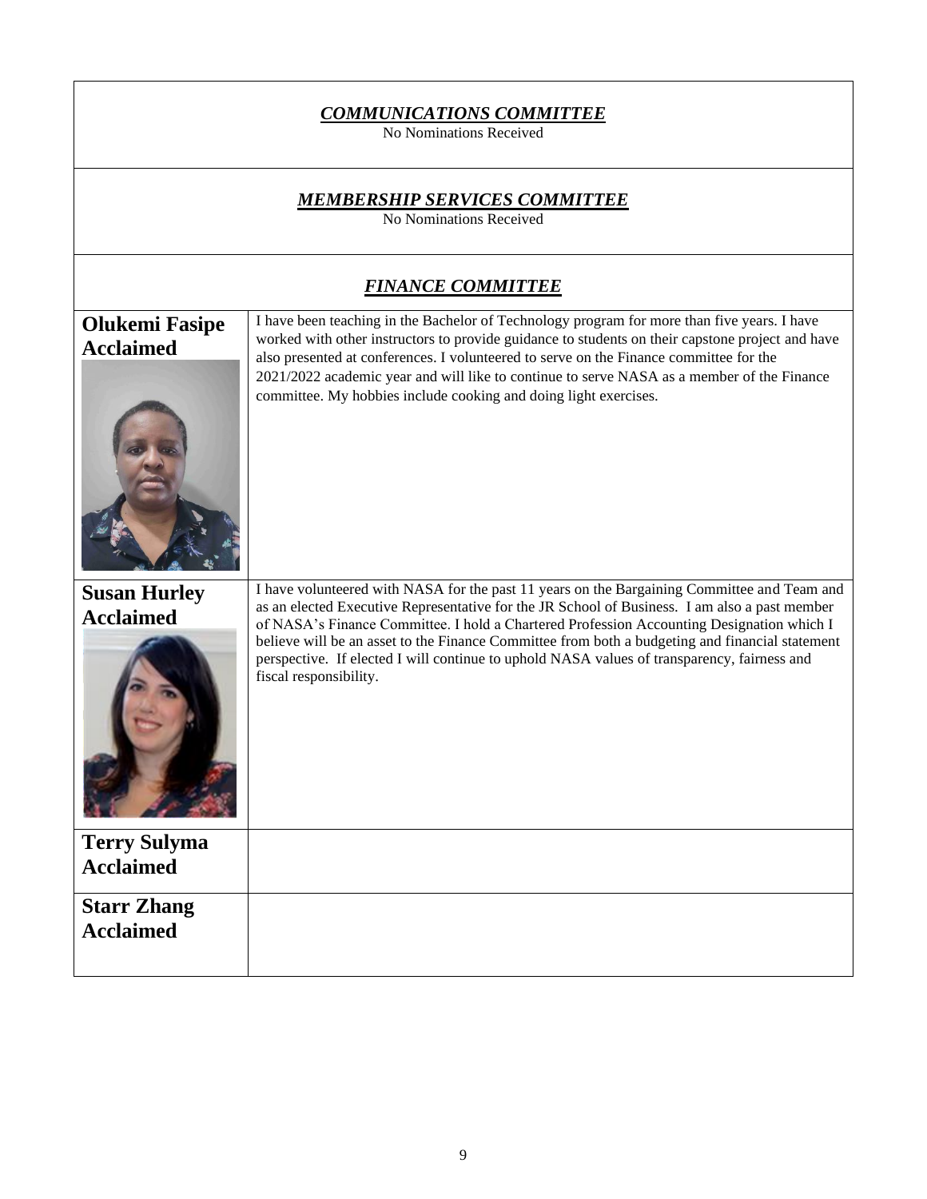## *COMMUNICATIONS COMMITTEE*

No Nominations Received

## *MEMBERSHIP SERVICES COMMITTEE*

No Nominations Received

## *FINANCE COMMITTEE*

| Candidate | Statement |
|---|---|
| **Olukemi Fasipe Acclaimed** | I have been teaching in the Bachelor of Technology program for more than five years. I have worked with other instructors to provide guidance to students on their capstone project and have also presented at conferences. I volunteered to serve on the Finance committee for the 2021/2022 academic year and will like to continue to serve NASA as a member of the Finance committee. My hobbies include cooking and doing light exercises. |
| **Susan Hurley Acclaimed** | I have volunteered with NASA for the past 11 years on the Bargaining Committee and Team and as an elected Executive Representative for the JR School of Business. I am also a past member of NASA's Finance Committee. I hold a Chartered Profession Accounting Designation which I believe will be an asset to the Finance Committee from both a budgeting and financial statement perspective. If elected I will continue to uphold NASA values of transparency, fairness and fiscal responsibility. |
| **Terry Sulyma Acclaimed** | |
| **Starr Zhang Acclaimed** | |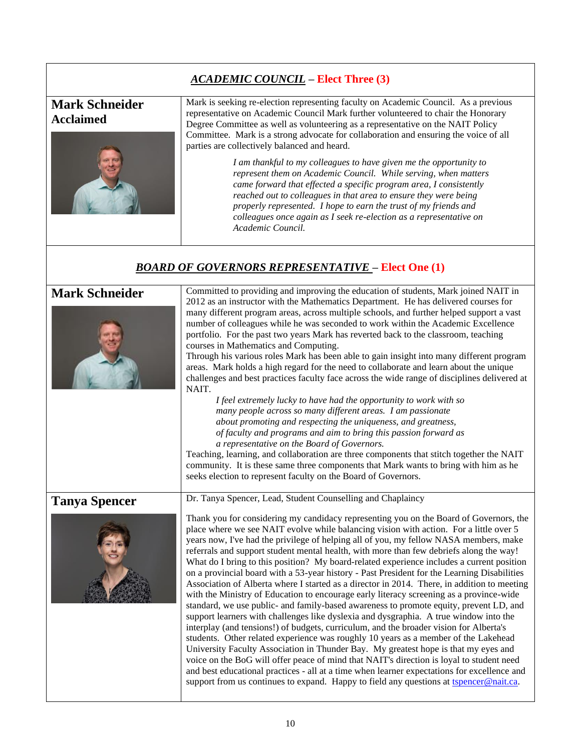## *ACADEMIC COUNCIL* – Elect Three (3)

### Mark Schneider Acclaimed

Mark is seeking re-election representing faculty on Academic Council. As a previous representative on Academic Council Mark further volunteered to chair the Honorary Degree Committee as well as volunteering as a representative on the NAIT Policy Committee. Mark is a strong advocate for collaboration and ensuring the voice of all parties are collectively balanced and heard.

> *I am thankful to my colleagues to have given me the opportunity to represent them on Academic Council. While serving, when matters came forward that effected a specific program area, I consistently reached out to colleagues in that area to ensure they were being properly represented. I hope to earn the trust of my friends and colleagues once again as I seek re-election as a representative on Academic Council.*

## *BOARD OF GOVERNORS REPRESENTATIVE* – Elect One (1)

### Mark Schneider

Committed to providing and improving the education of students, Mark joined NAIT in 2012 as an instructor with the Mathematics Department. He has delivered courses for many different program areas, across multiple schools, and further helped support a vast number of colleagues while he was seconded to work within the Academic Excellence portfolio. For the past two years Mark has reverted back to the classroom, teaching courses in Mathematics and Computing.

Through his various roles Mark has been able to gain insight into many different program areas. Mark holds a high regard for the need to collaborate and learn about the unique challenges and best practices faculty face across the wide range of disciplines delivered at NAIT.

> *I feel extremely lucky to have had the opportunity to work with so many people across so many different areas. I am passionate about promoting and respecting the uniqueness, and greatness, of faculty and programs and aim to bring this passion forward as a representative on the Board of Governors.*

Teaching, learning, and collaboration are three components that stitch together the NAIT community. It is these same three components that Mark wants to bring with him as he seeks election to represent faculty on the Board of Governors.

### Tanya Spencer

Dr. Tanya Spencer, Lead, Student Counselling and Chaplaincy

Thank you for considering my candidacy representing you on the Board of Governors, the place where we see NAIT evolve while balancing vision with action. For a little over 5 years now, I've had the privilege of helping all of you, my fellow NASA members, make referrals and support student mental health, with more than few debriefs along the way! What do I bring to this position? My board-related experience includes a current position on a provincial board with a 53-year history - Past President for the Learning Disabilities Association of Alberta where I started as a director in 2014. There, in addition to meeting with the Ministry of Education to encourage early literacy screening as a province-wide standard, we use public- and family-based awareness to promote equity, prevent LD, and support learners with challenges like dyslexia and dysgraphia. A true window into the interplay (and tensions!) of budgets, curriculum, and the broader vision for Alberta's students. Other related experience was roughly 10 years as a member of the Lakehead University Faculty Association in Thunder Bay. My greatest hope is that my eyes and voice on the BoG will offer peace of mind that NAIT's direction is loyal to student need and best educational practices - all at a time when learner expectations for excellence and support from us continues to expand. Happy to field any questions at tspencer@nait.ca.